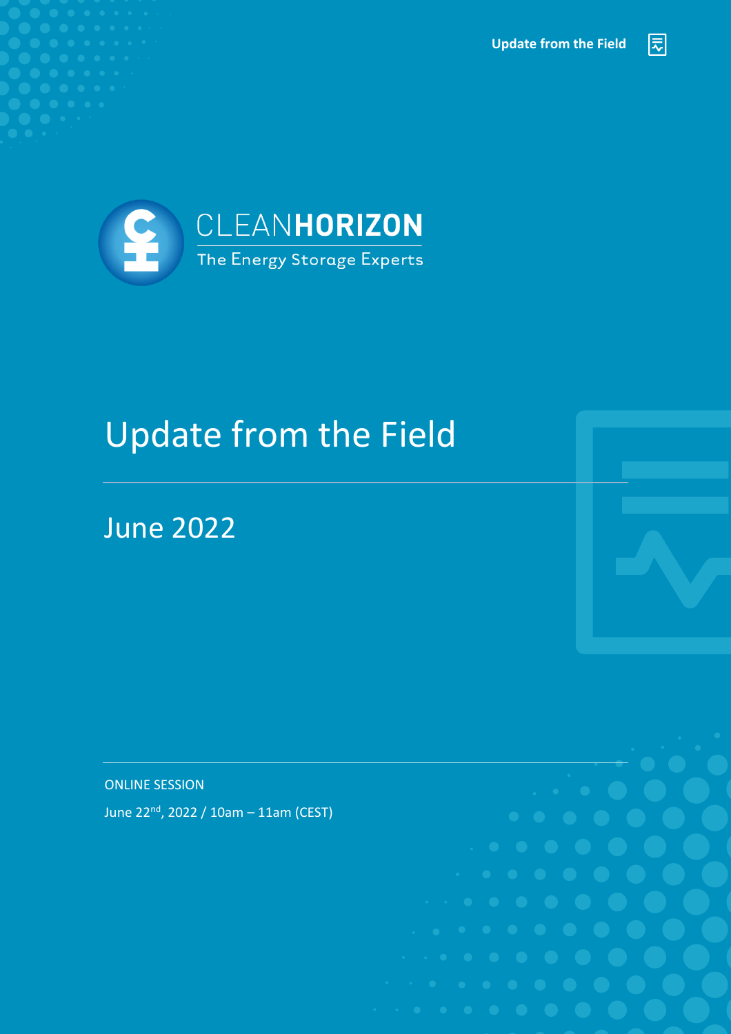CLEANHORIZON

The Energy Storage Experts

# Update from the Field

## June 2022

ONLINE SESSION

June 22nd, 2022 / 10am – 11am (CEST)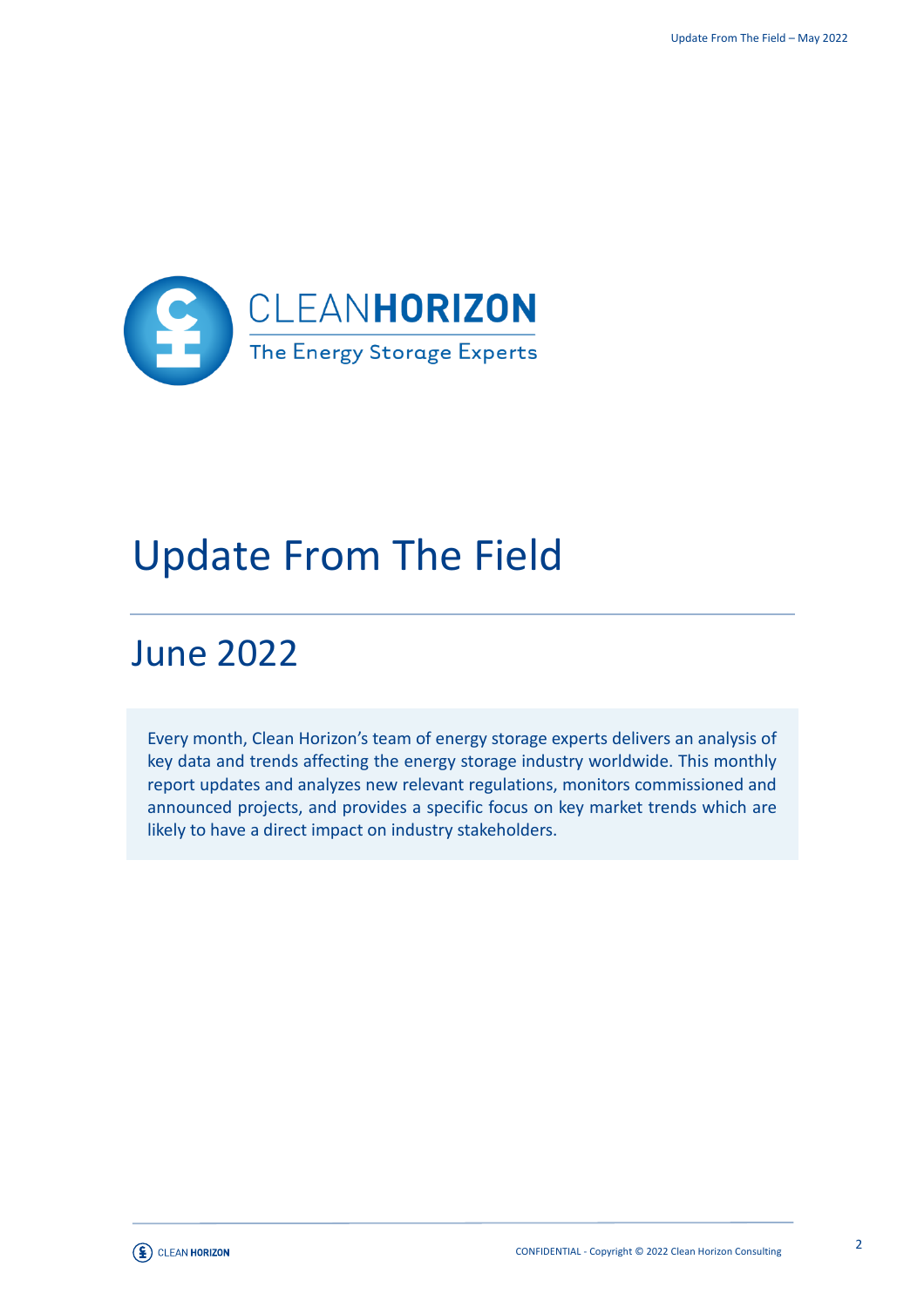CLEANHORIZON

The Energy Storage Experts

# Update From The Field

## June 2022

Every month, Clean Horizon's team of energy storage experts delivers an analysis of key data and trends affecting the energy storage industry worldwide. This monthly report updates and analyzes new relevant regulations, monitors commissioned and announced projects, and provides a specific focus on key market trends which are likely to have a direct impact on industry stakeholders.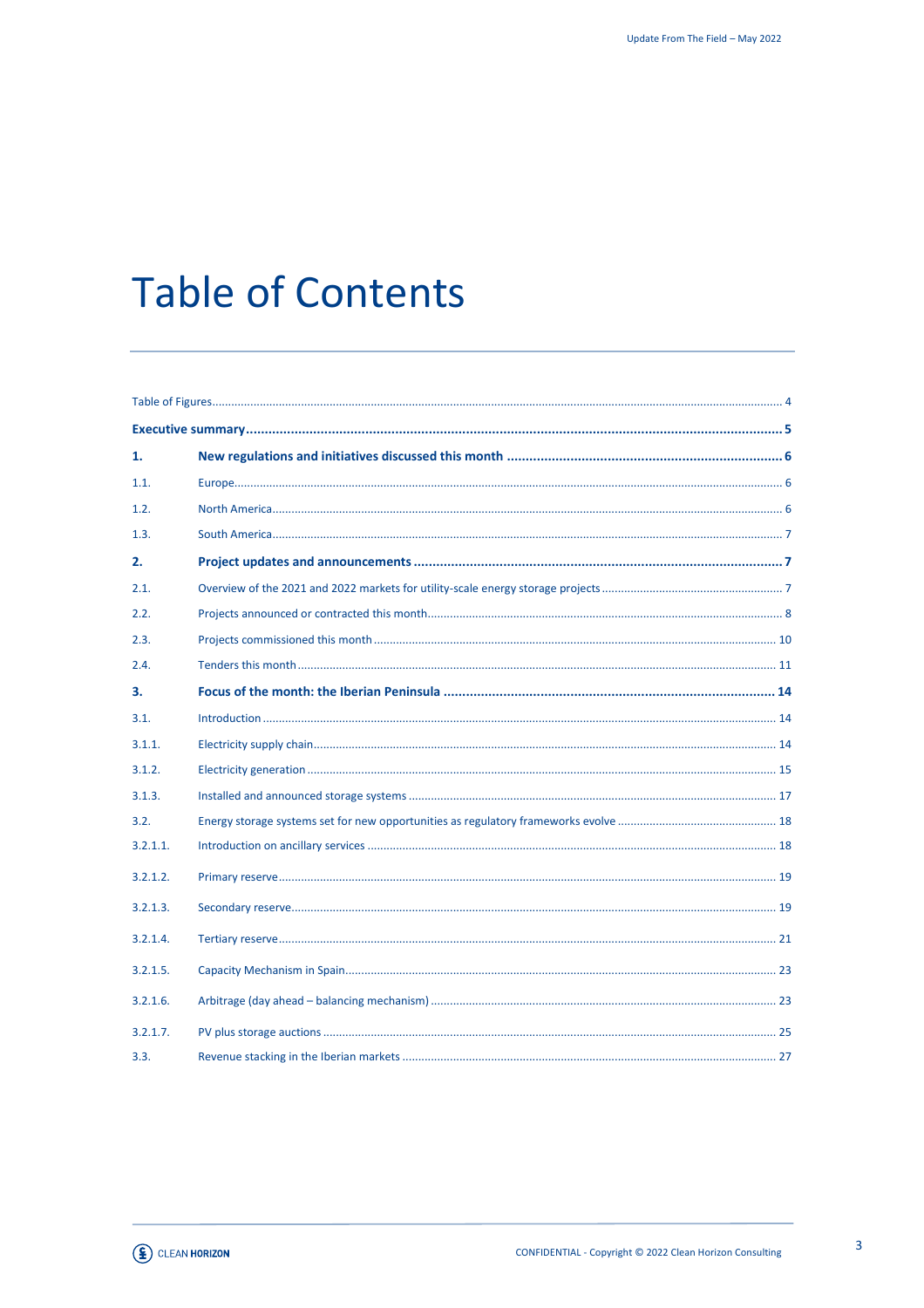# Table of Contents

| | | |
|---|---|---|
| Table of Figures | | 4 |
| **Executive summary** | | **5** |
| **1.** | **New regulations and initiatives discussed this month** | **6** |
| 1.1. | Europe | 6 |
| 1.2. | North America | 6 |
| 1.3. | South America | 7 |
| **2.** | **Project updates and announcements** | **7** |
| 2.1. | Overview of the 2021 and 2022 markets for utility-scale energy storage projects | 7 |
| 2.2. | Projects announced or contracted this month | 8 |
| 2.3. | Projects commissioned this month | 10 |
| 2.4. | Tenders this month | 11 |
| **3.** | **Focus of the month: the Iberian Peninsula** | **14** |
| 3.1. | Introduction | 14 |
| 3.1.1. | Electricity supply chain | 14 |
| 3.1.2. | Electricity generation | 15 |
| 3.1.3. | Installed and announced storage systems | 17 |
| 3.2. | Energy storage systems set for new opportunities as regulatory frameworks evolve | 18 |
| 3.2.1.1. | Introduction on ancillary services | 18 |
| 3.2.1.2. | Primary reserve | 19 |
| 3.2.1.3. | Secondary reserve | 19 |
| 3.2.1.4. | Tertiary reserve | 21 |
| 3.2.1.5. | Capacity Mechanism in Spain | 23 |
| 3.2.1.6. | Arbitrage (day ahead – balancing mechanism) | 23 |
| 3.2.1.7. | PV plus storage auctions | 25 |
| 3.3. | Revenue stacking in the Iberian markets | 27 |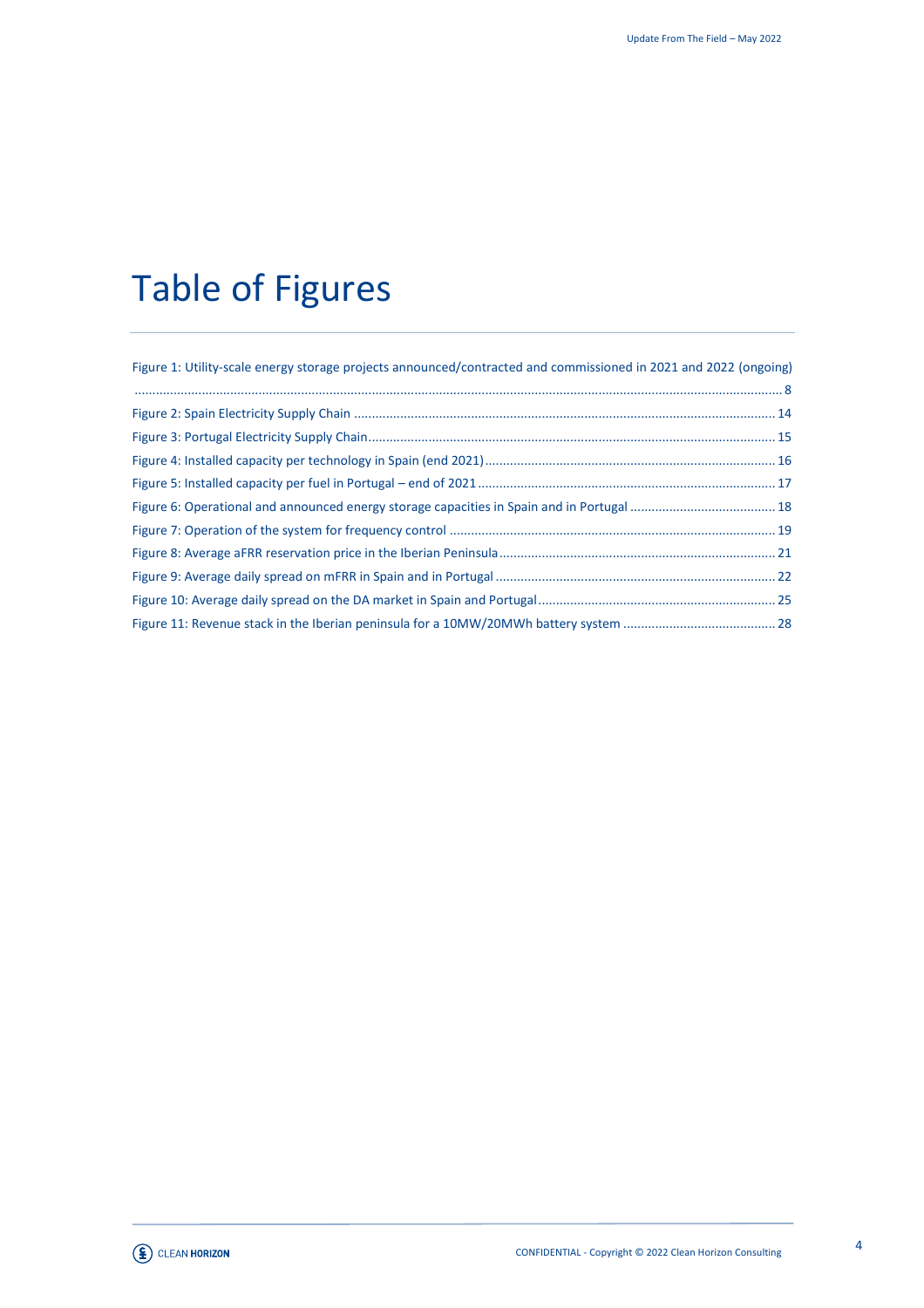# Table of Figures

Figure 1: Utility-scale energy storage projects announced/contracted and commissioned in 2021 and 2022 (ongoing) ........ 8

Figure 2: Spain Electricity Supply Chain ........ 14

Figure 3: Portugal Electricity Supply Chain ........ 15

Figure 4: Installed capacity per technology in Spain (end 2021) ........ 16

Figure 5: Installed capacity per fuel in Portugal – end of 2021 ........ 17

Figure 6: Operational and announced energy storage capacities in Spain and in Portugal ........ 18

Figure 7: Operation of the system for frequency control ........ 19

Figure 8: Average aFRR reservation price in the Iberian Peninsula ........ 21

Figure 9: Average daily spread on mFRR in Spain and in Portugal ........ 22

Figure 10: Average daily spread on the DA market in Spain and Portugal ........ 25

Figure 11: Revenue stack in the Iberian peninsula for a 10MW/20MWh battery system ........ 28